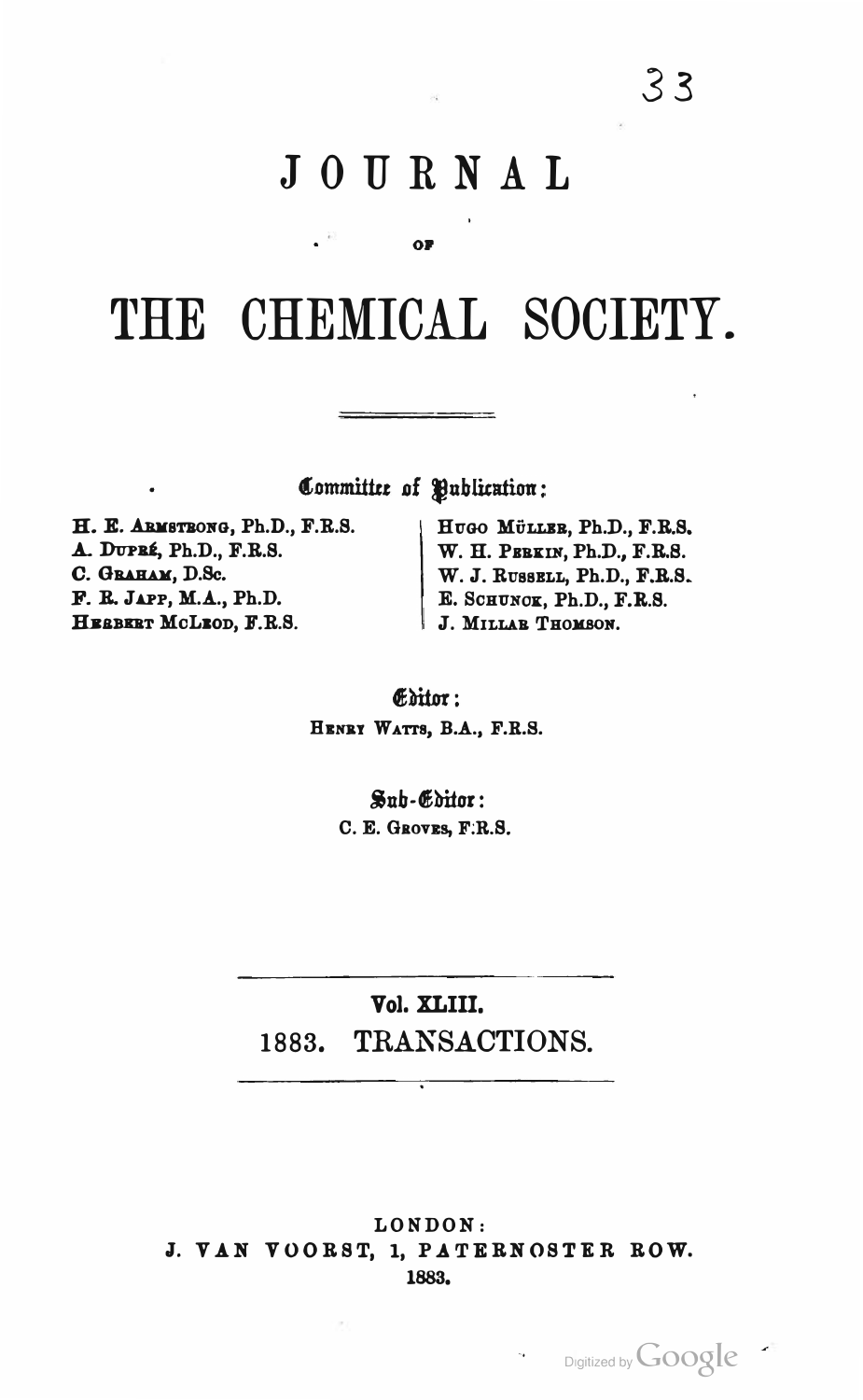# JOURNAL

OF

# THE CHEMICAL SOCIETY.

**Committee of Publication:**

H. E. ARMSTRONG, Ph.D., F.R.S.
A. DUPRÉ, Ph.D., F.R.S.
C. GRAHAM, D.Sc.
F. R. JAPP, M.A., Ph.D.
HERBERT MCLEOD, F.R.S.
HUGO MÜLLER, Ph.D., F.R.S.
W. H. PERKIN, Ph.D., F.R.S.
W. J. RUSSELL, Ph.D., F.R.S.
E. SCHUNCK, Ph.D., F.R.S.
J. MILLAR THOMSON.

**Editor:**
HENRY WATTS, B.A., F.R.S.

**Sub-Editor:**
C. E. GROVES, F.R.S.

**Vol. XLIII.**
1883. TRANSACTIONS.

LONDON:
J. VAN VOORST, 1, PATERNOSTER ROW.
1883.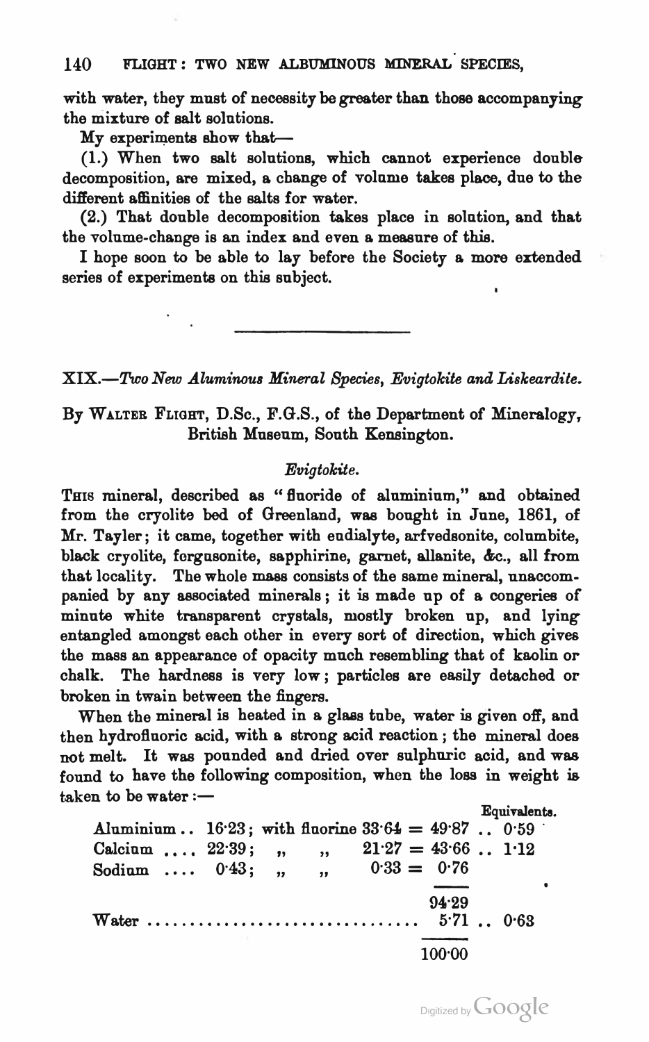with water, they must of necessity be greater than those accompanying the mixture of salt solutions.

My experiments show that—

(1.) When two salt solutions, which cannot experience double decomposition, are mixed, a change of volume takes place, due to the different affinities of the salts for water.

(2.) That double decomposition takes place in solution, and that the volume-change is an index and even a measure of this.

I hope soon to be able to lay before the Society a more extended series of experiments on this subject.

---

## XIX.—*Two New Aluminous Mineral Species, Evigtokite and Liskeardite.*

By Walter Flight, D.Sc., F.G.S., of the Department of Mineralogy, British Museum, South Kensington.

### *Evigtokite.*

This mineral, described as "fluoride of aluminium," and obtained from the cryolite bed of Greenland, was bought in June, 1861, of Mr. Tayler; it came, together with eudialyte, arfvedsonite, columbite, black cryolite, fergusonite, sapphirine, garnet, allanite, &c., all from that locality. The whole mass consists of the same mineral, unaccompanied by any associated minerals; it is made up of a congeries of minute white transparent crystals, mostly broken up, and lying entangled amongst each other in every sort of direction, which gives the mass an appearance of opacity much resembling that of kaolin or chalk. The hardness is very low; particles are easily detached or broken in twain between the fingers.

When the mineral is heated in a glass tube, water is given off, and then hydrofluoric acid, with a strong acid reaction; the mineral does not melt. It was pounded and dried over sulphuric acid, and was found to have the following composition, when the loss in weight is taken to be water:—

| | | | | | | Equivalents. |
|---|---|---|---|---|---|---|
| Aluminium .. | 16·23; | with fluorine | 33·64 | = | 49·87 .. | 0·59 |
| Calcium .... | 22·39; | " " | 21·27 | = | 43·66 .. | 1·12 |
| Sodium .... | 0·43; | " " | 0·33 | = | 0·76 | |
| | | | | | 94·29 | |
| Water ........ | | | | | 5·71 .. | 0·63 |
| | | | | | 100·00 | |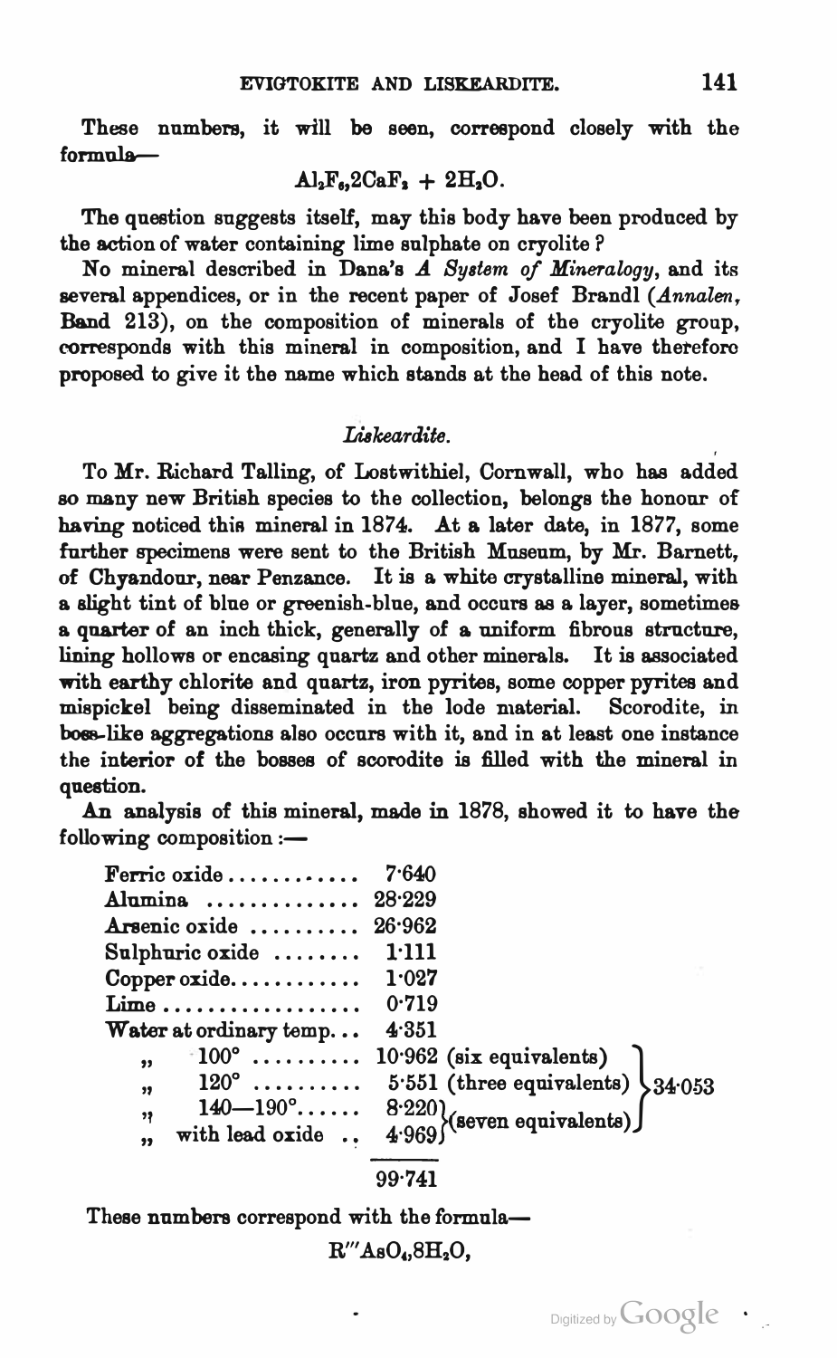These numbers, it will be seen, correspond closely with the formula—

$$Al_2F_6, 2CaF_2 + 2H_2O.$$

The question suggests itself, may this body have been produced by the action of water containing lime sulphate on cryolite?

No mineral described in Dana's *A System of Mineralogy*, and its several appendices, or in the recent paper of Josef Brandl (*Annalen*, Band 213), on the composition of minerals of the cryolite group, corresponds with this mineral in composition, and I have therefore proposed to give it the name which stands at the head of this note.

### *Liskeardite.*

To Mr. Richard Talling, of Lostwithiel, Cornwall, who has added so many new British species to the collection, belongs the honour of having noticed this mineral in 1874. At a later date, in 1877, some further specimens were sent to the British Museum, by Mr. Barnett, of Chyandour, near Penzance. It is a white crystalline mineral, with a slight tint of blue or greenish-blue, and occurs as a layer, sometimes a quarter of an inch thick, generally of a uniform fibrous structure, lining hollows or encasing quartz and other minerals. It is associated with earthy chlorite and quartz, iron pyrites, some copper pyrites and mispickel being disseminated in the lode material. Scorodite, in boss-like aggregations also occurs with it, and in at least one instance the interior of the bosses of scorodite is filled with the mineral in question.

An analysis of this mineral, made in 1878, showed it to have the following composition:—

| | | | |
|---|---|---|---|
| Ferric oxide | 7·640 | | |
| Alumina | 28·229 | | |
| Arsenic oxide | 26·962 | | |
| Sulphuric oxide | 1·111 | | |
| Copper oxide | 1·027 | | |
| Lime | 0·719 | | |
| Water at ordinary temp. | 4·351 | | |
| " 100° | 10·962 | (six equivalents) | 34·053 |
| " 120° | 5·551 | (three equivalents) | |
| " 140—190° | 8·220 | (seven equivalents) | |
| " with lead oxide | 4·969 | | |
| | 99·741 | | |

These numbers correspond with the formula—

$$R'''AsO_4, 8H_2O,$$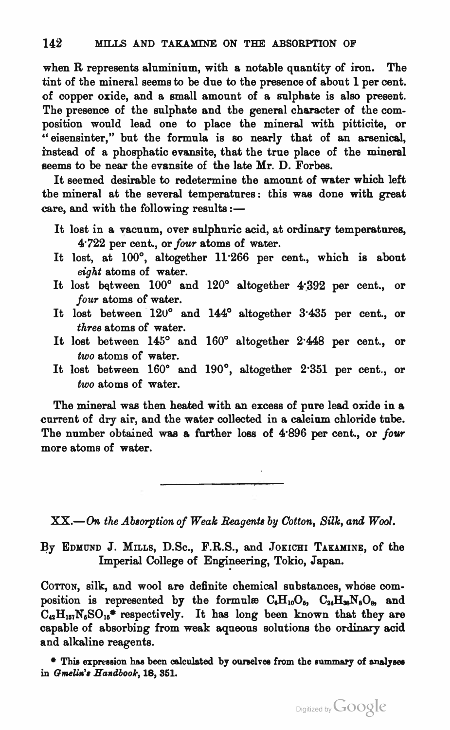when R represents aluminium, with a notable quantity of iron. The tint of the mineral seems to be due to the presence of about 1 per cent. of copper oxide, and a small amount of a sulphate is also present. The presence of the sulphate and the general character of the composition would lead one to place the mineral with pitticite, or "eisensinter," but the formula is so nearly that of an arsenical, instead of a phosphatic evansite, that the true place of the mineral seems to be near the evansite of the late Mr. D. Forbes.

It seemed desirable to redetermine the amount of water which left the mineral at the several temperatures: this was done with great care, and with the following results:—

- It lost in a vacuum, over sulphuric acid, at ordinary temperatures, 4·722 per cent., or *four* atoms of water.
- It lost, at 100°, altogether 11·266 per cent., which is about *eight* atoms of water.
- It lost between 100° and 120° altogether 4·392 per cent., or *four* atoms of water.
- It lost between 120° and 144° altogether 3·435 per cent., or *three* atoms of water.
- It lost between 145° and 160° altogether 2·448 per cent., or *two* atoms of water.
- It lost between 160° and 190°, altogether 2·351 per cent., or *two* atoms of water.

The mineral was then heated with an excess of pure lead oxide in a current of dry air, and the water collected in a calcium chloride tube. The number obtained was a further loss of 4·896 per cent., or *four* more atoms of water.

---

## XX.—*On the Absorption of Weak Reagents by Cotton, Silk, and Wool.*

By Edmund J. Mills, D.Sc., F.R.S., and Jokichi Takamine, of the Imperial College of Engineering, Tokio, Japan.

Cotton, silk, and wool are definite chemical substances, whose composition is represented by the formulæ $C_6H_{10}O_5$, $C_{24}H_{38}N_8O_9$, and $C_{42}H_{157}N_5SO_{15}$* respectively. It has long been known that they are capable of absorbing from weak aqueous solutions the ordinary acid and alkaline reagents.

\* This expression has been calculated by ourselves from the summary of analyses in *Gmelin's Handbook*, **18**, 351.